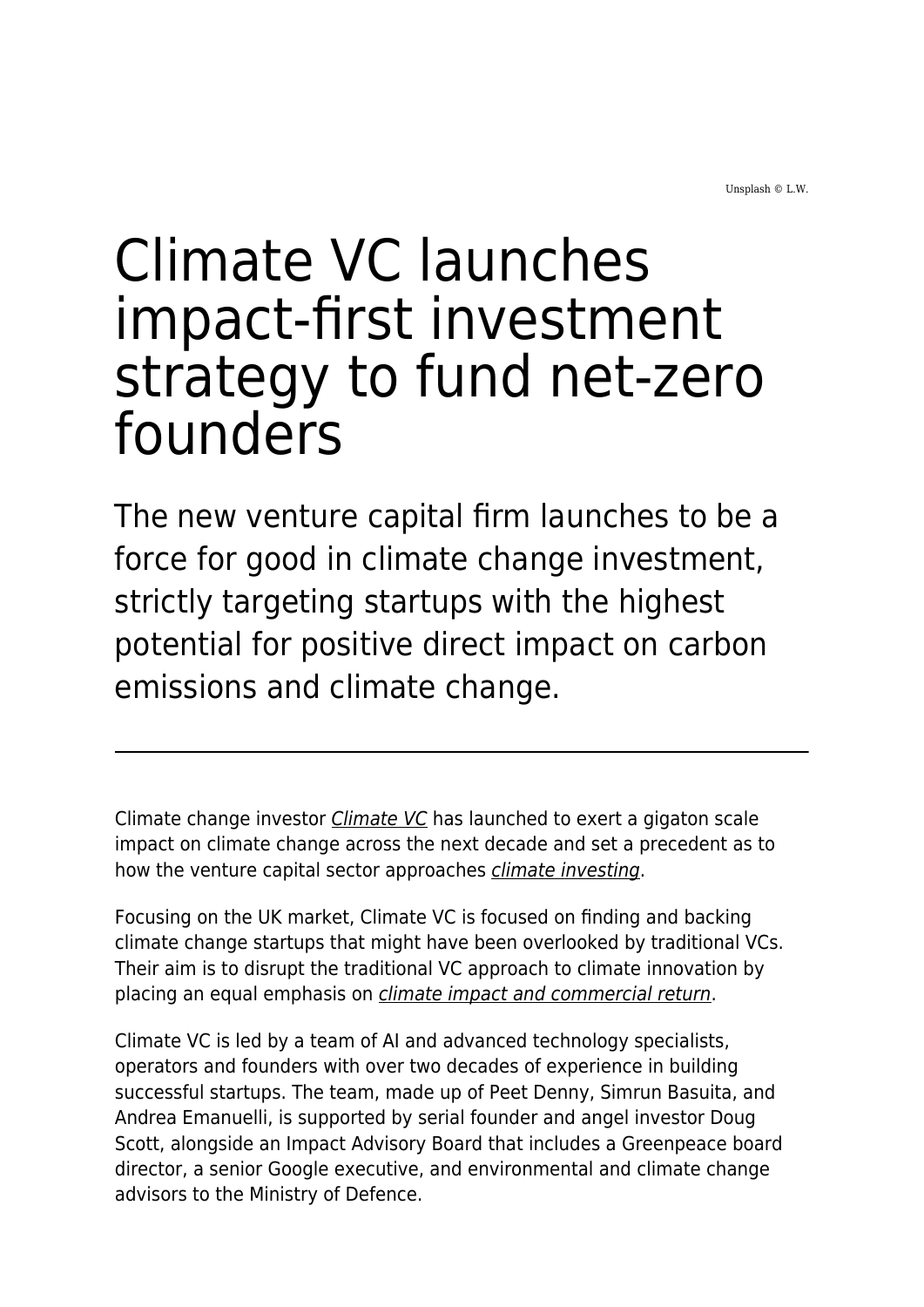Unsplash © L.W.

# Climate VC launches impact-first investment strategy to fund net-zero founders

## The new venture capital firm launches to be a force for good in climate change investment, strictly targeting startups with the highest potential for positive direct impact on carbon emissions and climate change.

---

Climate change investor *Climate VC* has launched to exert a gigaton scale impact on climate change across the next decade and set a precedent as to how the venture capital sector approaches *climate investing*.

Focusing on the UK market, Climate VC is focused on finding and backing climate change startups that might have been overlooked by traditional VCs. Their aim is to disrupt the traditional VC approach to climate innovation by placing an equal emphasis on *climate impact and commercial return*.

Climate VC is led by a team of AI and advanced technology specialists, operators and founders with over two decades of experience in building successful startups. The team, made up of Peet Denny, Simrun Basuita, and Andrea Emanuelli, is supported by serial founder and angel investor Doug Scott, alongside an Impact Advisory Board that includes a Greenpeace board director, a senior Google executive, and environmental and climate change advisors to the Ministry of Defence.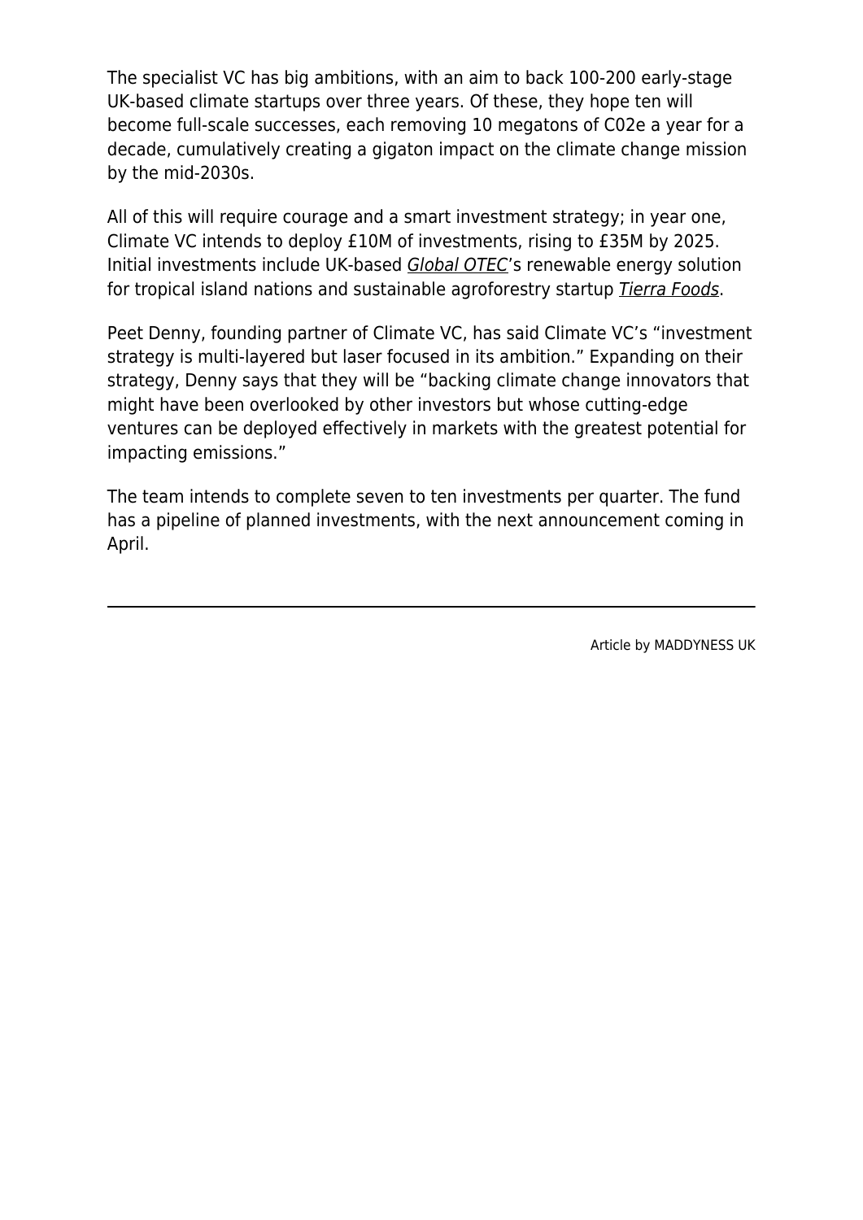The specialist VC has big ambitions, with an aim to back 100-200 early-stage UK-based climate startups over three years. Of these, they hope ten will become full-scale successes, each removing 10 megatons of C02e a year for a decade, cumulatively creating a gigaton impact on the climate change mission by the mid-2030s.

All of this will require courage and a smart investment strategy; in year one, Climate VC intends to deploy £10M of investments, rising to £35M by 2025. Initial investments include UK-based *Global OTEC*'s renewable energy solution for tropical island nations and sustainable agroforestry startup *Tierra Foods*.

Peet Denny, founding partner of Climate VC, has said Climate VC's "investment strategy is multi-layered but laser focused in its ambition." Expanding on their strategy, Denny says that they will be "backing climate change innovators that might have been overlooked by other investors but whose cutting-edge ventures can be deployed effectively in markets with the greatest potential for impacting emissions."

The team intends to complete seven to ten investments per quarter. The fund has a pipeline of planned investments, with the next announcement coming in April.

---

Article by MADDYNESS UK